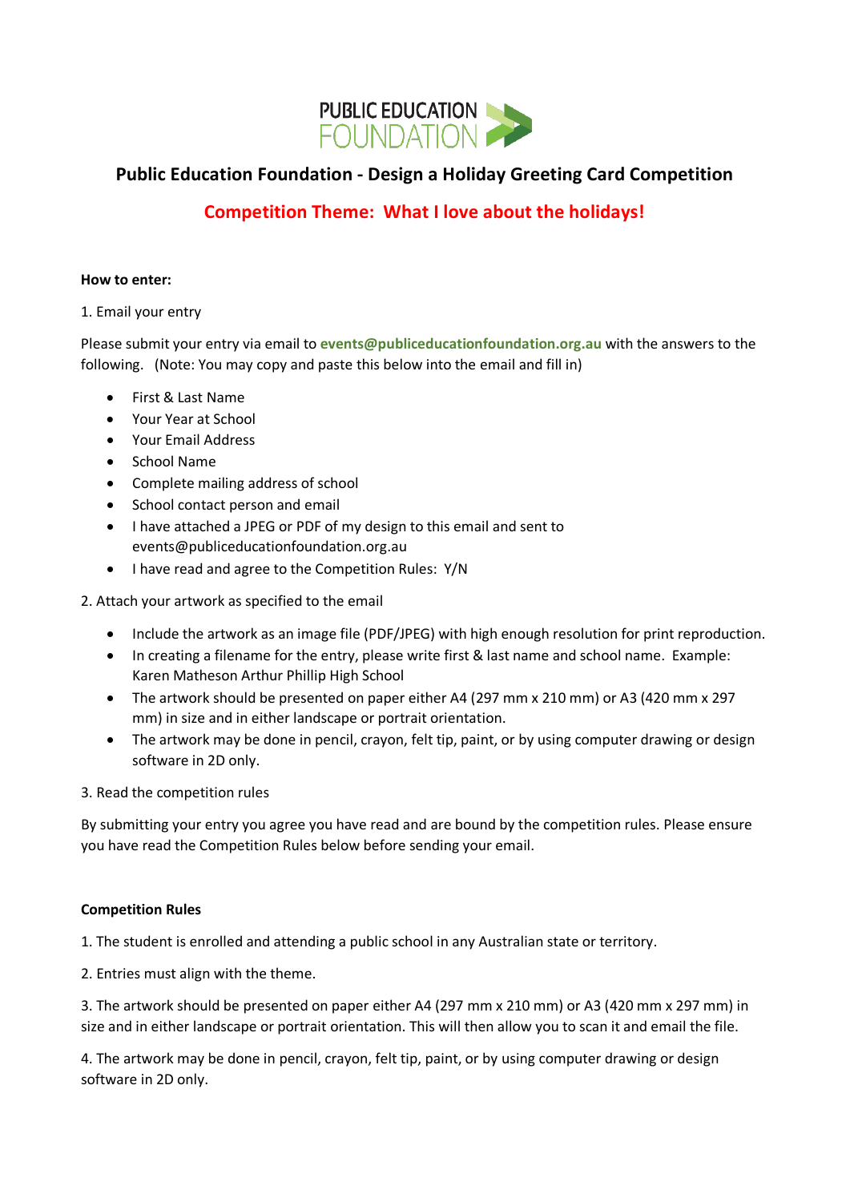PUBLIC EDUCATION FOUNDATION

## Public Education Foundation - Design a Holiday Greeting Card Competition

## Competition Theme: What I love about the holidays!

**How to enter:**

1. Email your entry

Please submit your entry via email to **events@publiceducationfoundation.org.au** with the answers to the following. (Note: You may copy and paste this below into the email and fill in)

- First & Last Name
- Your Year at School
- Your Email Address
- School Name
- Complete mailing address of school
- School contact person and email
- I have attached a JPEG or PDF of my design to this email and sent to events@publiceducationfoundation.org.au
- I have read and agree to the Competition Rules: Y/N

2. Attach your artwork as specified to the email

- Include the artwork as an image file (PDF/JPEG) with high enough resolution for print reproduction.
- In creating a filename for the entry, please write first & last name and school name. Example: Karen Matheson Arthur Phillip High School
- The artwork should be presented on paper either A4 (297 mm x 210 mm) or A3 (420 mm x 297 mm) in size and in either landscape or portrait orientation.
- The artwork may be done in pencil, crayon, felt tip, paint, or by using computer drawing or design software in 2D only.

3. Read the competition rules

By submitting your entry you agree you have read and are bound by the competition rules. Please ensure you have read the Competition Rules below before sending your email.

**Competition Rules**

1. The student is enrolled and attending a public school in any Australian state or territory.

2. Entries must align with the theme.

3. The artwork should be presented on paper either A4 (297 mm x 210 mm) or A3 (420 mm x 297 mm) in size and in either landscape or portrait orientation. This will then allow you to scan it and email the file.

4. The artwork may be done in pencil, crayon, felt tip, paint, or by using computer drawing or design software in 2D only.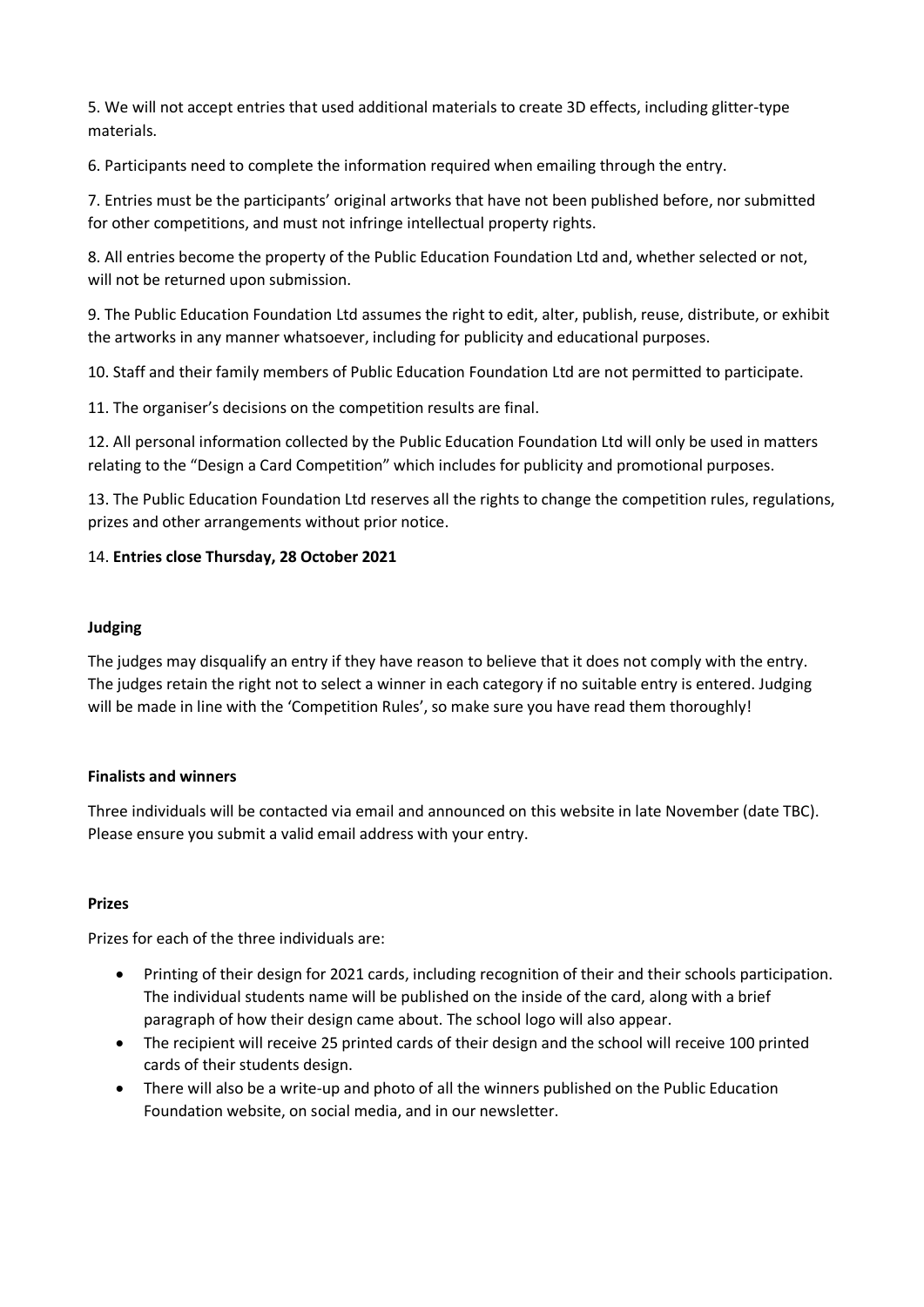5. We will not accept entries that used additional materials to create 3D effects, including glitter-type materials.

6. Participants need to complete the information required when emailing through the entry.

7. Entries must be the participants' original artworks that have not been published before, nor submitted for other competitions, and must not infringe intellectual property rights.

8. All entries become the property of the Public Education Foundation Ltd and, whether selected or not, will not be returned upon submission.

9. The Public Education Foundation Ltd assumes the right to edit, alter, publish, reuse, distribute, or exhibit the artworks in any manner whatsoever, including for publicity and educational purposes.

10. Staff and their family members of Public Education Foundation Ltd are not permitted to participate.

11. The organiser's decisions on the competition results are final.

12. All personal information collected by the Public Education Foundation Ltd will only be used in matters relating to the "Design a Card Competition" which includes for publicity and promotional purposes.

13. The Public Education Foundation Ltd reserves all the rights to change the competition rules, regulations, prizes and other arrangements without prior notice.

14. **Entries close Thursday, 28 October 2021**

**Judging**

The judges may disqualify an entry if they have reason to believe that it does not comply with the entry. The judges retain the right not to select a winner in each category if no suitable entry is entered. Judging will be made in line with the 'Competition Rules', so make sure you have read them thoroughly!

**Finalists and winners**

Three individuals will be contacted via email and announced on this website in late November (date TBC). Please ensure you submit a valid email address with your entry.

**Prizes**

Prizes for each of the three individuals are:

- Printing of their design for 2021 cards, including recognition of their and their schools participation. The individual students name will be published on the inside of the card, along with a brief paragraph of how their design came about. The school logo will also appear.
- The recipient will receive 25 printed cards of their design and the school will receive 100 printed cards of their students design.
- There will also be a write-up and photo of all the winners published on the Public Education Foundation website, on social media, and in our newsletter.